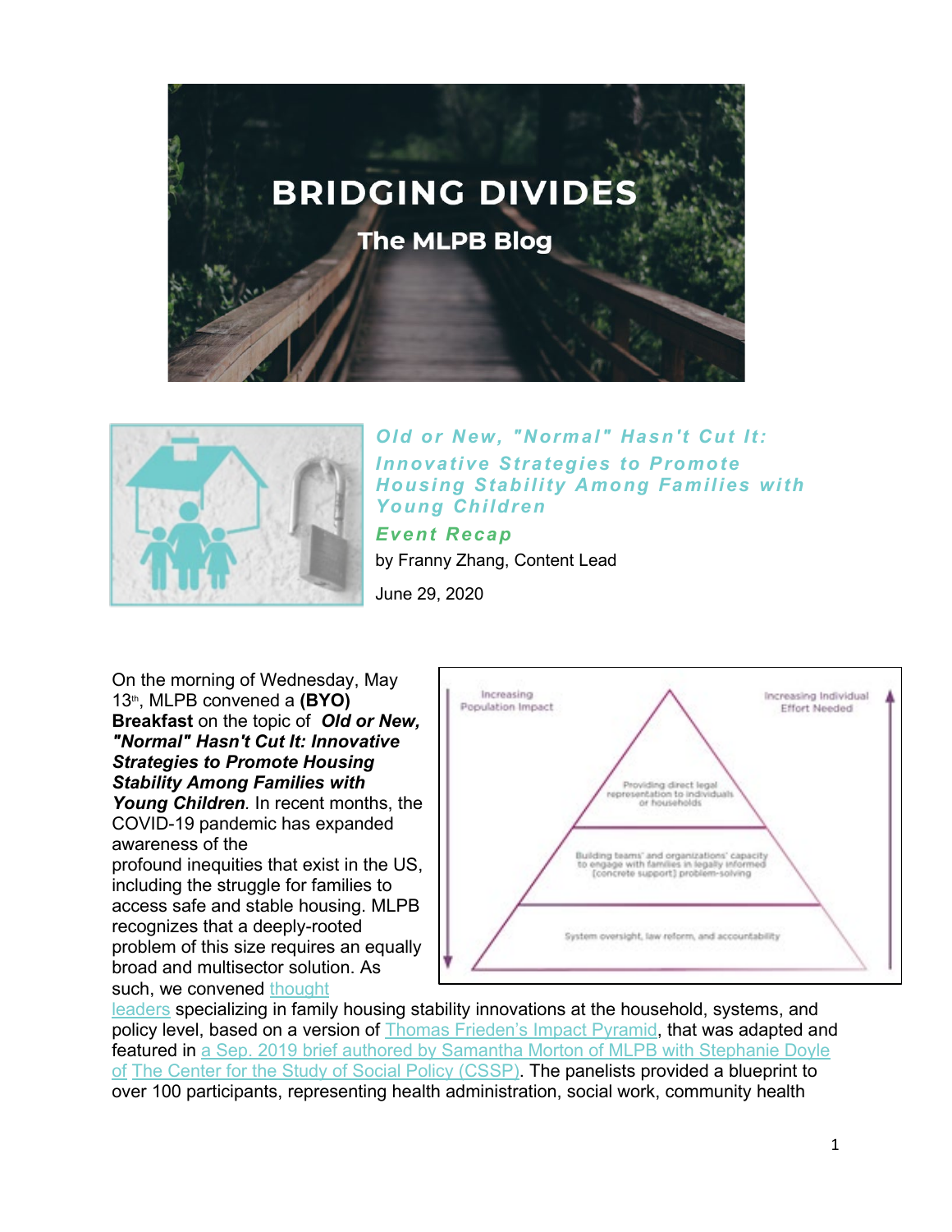# BRIDGING DIVIDES

## The MLPB Blog

### *Old or New, "Normal" Hasn't Cut It: Innovative Strategies to Promote Housing Stability Among Families with Young Children*

### *Event Recap*

by Franny Zhang, Content Lead

June 29, 2020

On the morning of Wednesday, May 13th, MLPB convened a **(BYO) Breakfast** on the topic of ***Old or New, "Normal" Hasn't Cut It: Innovative Strategies to Promote Housing Stability Among Families with Young Children***. In recent months, the COVID-19 pandemic has expanded awareness of the profound inequities that exist in the US, including the struggle for families to access safe and stable housing. MLPB recognizes that a deeply-rooted problem of this size requires an equally broad and multisector solution. As such, we convened [thought leaders]() specializing in family housing stability innovations at the household, systems, and policy level, based on a version of [Thomas Frieden's Impact Pyramid](), that was adapted and featured in [a Sep. 2019 brief authored by Samantha Morton of MLPB with Stephanie Doyle of]() [The Center for the Study of Social Policy (CSSP)](). The panelists provided a blueprint to over 100 participants, representing health administration, social work, community health

Increasing Population Impact

Increasing Individual Effort Needed

- Providing direct legal representation to individuals or households
- Building teams' and organizations' capacity to engage with families in legally informed [concrete support] problem-solving
- System oversight, law reform, and accountability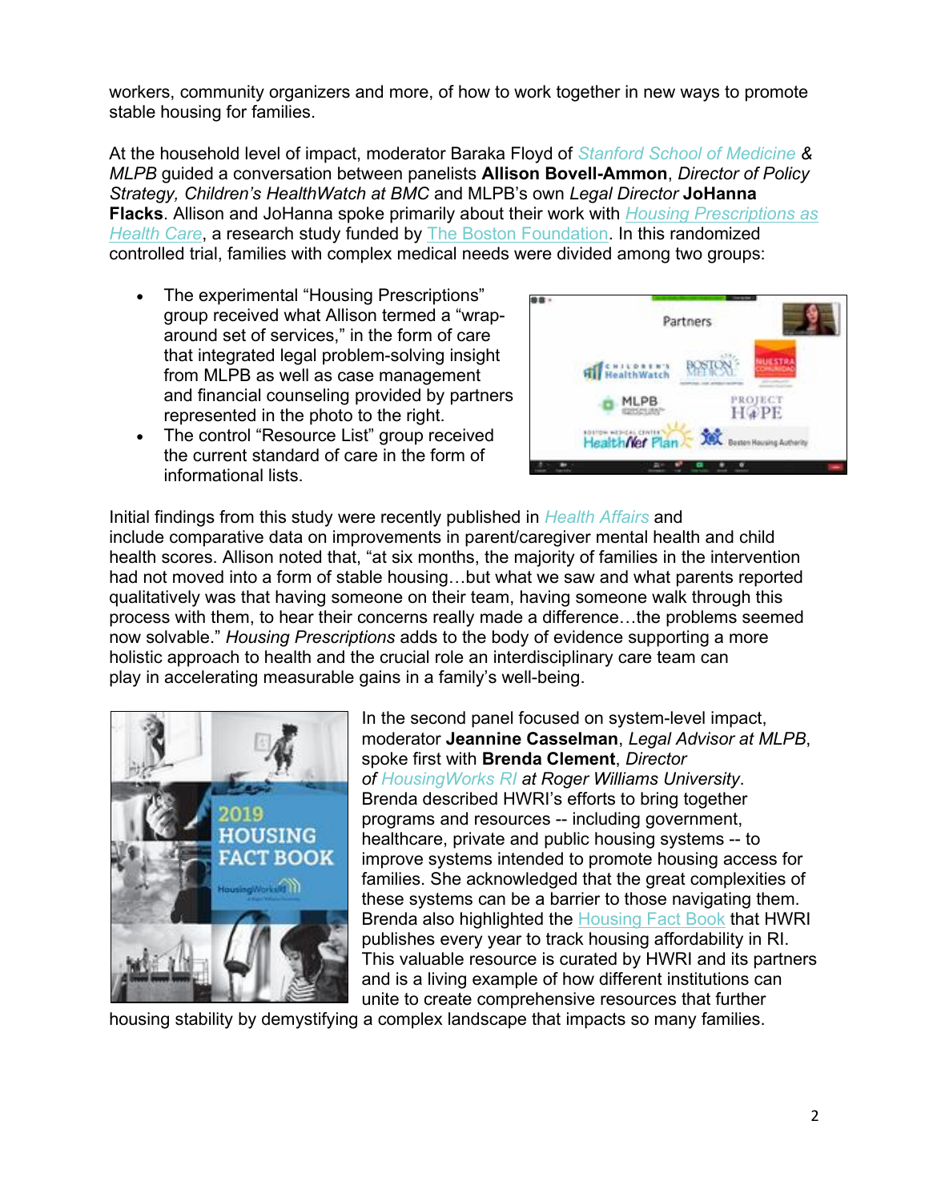workers, community organizers and more, of how to work together in new ways to promote stable housing for families.

At the household level of impact, moderator Baraka Floyd of *Stanford School of Medicine & MLPB* guided a conversation between panelists **Allison Bovell-Ammon**, *Director of Policy Strategy, Children's HealthWatch at BMC* and MLPB's own *Legal Director* **JoHanna Flacks**. Allison and JoHanna spoke primarily about their work with *Housing Prescriptions as Health Care*, a research study funded by The Boston Foundation. In this randomized controlled trial, families with complex medical needs were divided among two groups:

- The experimental "Housing Prescriptions" group received what Allison termed a "wrap-around set of services," in the form of care that integrated legal problem-solving insight from MLPB as well as case management and financial counseling provided by partners represented in the photo to the right.
- The control "Resource List" group received the current standard of care in the form of informational lists.

Initial findings from this study were recently published in *Health Affairs* and include comparative data on improvements in parent/caregiver mental health and child health scores. Allison noted that, "at six months, the majority of families in the intervention had not moved into a form of stable housing…but what we saw and what parents reported qualitatively was that having someone on their team, having someone walk through this process with them, to hear their concerns really made a difference…the problems seemed now solvable." *Housing Prescriptions* adds to the body of evidence supporting a more holistic approach to health and the crucial role an interdisciplinary care team can play in accelerating measurable gains in a family's well-being.

In the second panel focused on system-level impact, moderator **Jeannine Casselman**, *Legal Advisor at MLPB*, spoke first with **Brenda Clement**, *Director of HousingWorks RI at Roger Williams University*. Brenda described HWRI's efforts to bring together programs and resources -- including government, healthcare, private and public housing systems -- to improve systems intended to promote housing access for families. She acknowledged that the great complexities of these systems can be a barrier to those navigating them. Brenda also highlighted the Housing Fact Book that HWRI publishes every year to track housing affordability in RI. This valuable resource is curated by HWRI and its partners and is a living example of how different institutions can unite to create comprehensive resources that further housing stability by demystifying a complex landscape that impacts so many families.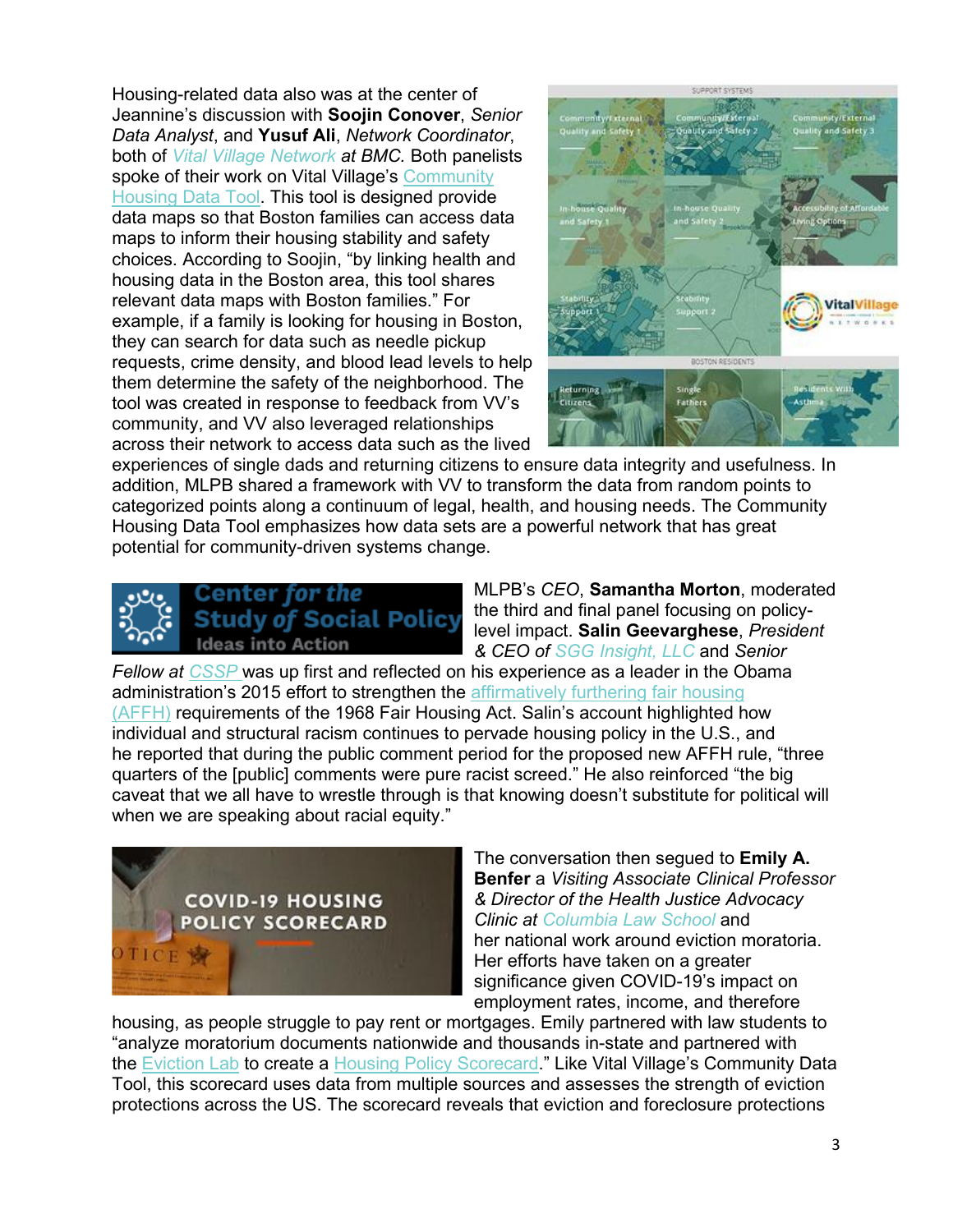Housing-related data also was at the center of Jeannine's discussion with **Soojin Conover**, *Senior Data Analyst*, and **Yusuf Ali**, *Network Coordinator*, both of *Vital Village Network at BMC.* Both panelists spoke of their work on Vital Village's Community Housing Data Tool. This tool is designed provide data maps so that Boston families can access data maps to inform their housing stability and safety choices. According to Soojin, "by linking health and housing data in the Boston area, this tool shares relevant data maps with Boston families." For example, if a family is looking for housing in Boston, they can search for data such as needle pickup requests, crime density, and blood lead levels to help them determine the safety of the neighborhood. The tool was created in response to feedback from VV's community, and VV also leveraged relationships across their network to access data such as the lived experiences of single dads and returning citizens to ensure data integrity and usefulness. In addition, MLPB shared a framework with VV to transform the data from random points to categorized points along a continuum of legal, health, and housing needs. The Community Housing Data Tool emphasizes how data sets are a powerful network that has great potential for community-driven systems change.

MLPB's *CEO*, **Samantha Morton**, moderated the third and final panel focusing on policy-level impact. **Salin Geevarghese**, *President & CEO of SGG Insight, LLC* and *Senior Fellow at CSSP* was up first and reflected on his experience as a leader in the Obama administration's 2015 effort to strengthen the affirmatively furthering fair housing (AFFH) requirements of the 1968 Fair Housing Act. Salin's account highlighted how individual and structural racism continues to pervade housing policy in the U.S., and he reported that during the public comment period for the proposed new AFFH rule, "three quarters of the [public] comments were pure racist screed." He also reinforced "the big caveat that we all have to wrestle through is that knowing doesn't substitute for political will when we are speaking about racial equity."

The conversation then segued to **Emily A. Benfer** a *Visiting Associate Clinical Professor & Director of the Health Justice Advocacy Clinic at Columbia Law School* and her national work around eviction moratoria. Her efforts have taken on a greater significance given COVID-19's impact on employment rates, income, and therefore housing, as people struggle to pay rent or mortgages. Emily partnered with law students to "analyze moratorium documents nationwide and thousands in-state and partnered with the Eviction Lab to create a Housing Policy Scorecard." Like Vital Village's Community Data Tool, this scorecard uses data from multiple sources and assesses the strength of eviction protections across the US. The scorecard reveals that eviction and foreclosure protections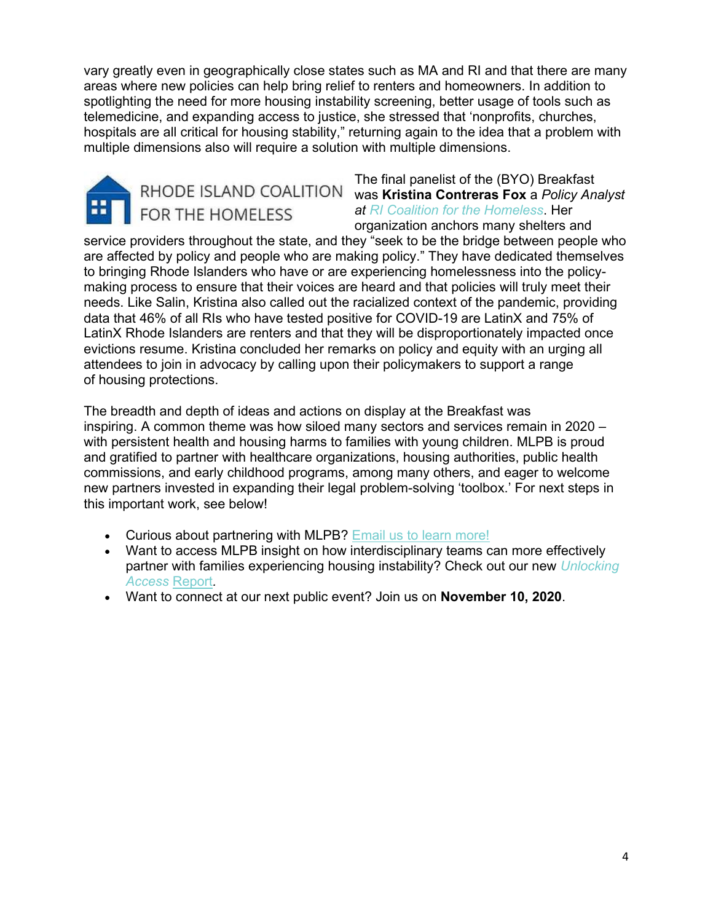vary greatly even in geographically close states such as MA and RI and that there are many areas where new policies can help bring relief to renters and homeowners. In addition to spotlighting the need for more housing instability screening, better usage of tools such as telemedicine, and expanding access to justice, she stressed that 'nonprofits, churches, hospitals are all critical for housing stability," returning again to the idea that a problem with multiple dimensions also will require a solution with multiple dimensions.

RHODE ISLAND COALITION FOR THE HOMELESS

The final panelist of the (BYO) Breakfast was **Kristina Contreras Fox** a *Policy Analyst at RI Coalition for the Homeless*. Her organization anchors many shelters and service providers throughout the state, and they "seek to be the bridge between people who are affected by policy and people who are making policy." They have dedicated themselves to bringing Rhode Islanders who have or are experiencing homelessness into the policy-making process to ensure that their voices are heard and that policies will truly meet their needs. Like Salin, Kristina also called out the racialized context of the pandemic, providing data that 46% of all RIs who have tested positive for COVID-19 are LatinX and 75% of LatinX Rhode Islanders are renters and that they will be disproportionately impacted once evictions resume. Kristina concluded her remarks on policy and equity with an urging all attendees to join in advocacy by calling upon their policymakers to support a range of housing protections.

The breadth and depth of ideas and actions on display at the Breakfast was inspiring. A common theme was how siloed many sectors and services remain in 2020 – with persistent health and housing harms to families with young children. MLPB is proud and gratified to partner with healthcare organizations, housing authorities, public health commissions, and early childhood programs, among many others, and eager to welcome new partners invested in expanding their legal problem-solving 'toolbox.' For next steps in this important work, see below!

- Curious about partnering with MLPB? Email us to learn more!
- Want to access MLPB insight on how interdisciplinary teams can more effectively partner with families experiencing housing instability? Check out our new *Unlocking Access* Report.
- Want to connect at our next public event? Join us on **November 10, 2020**.